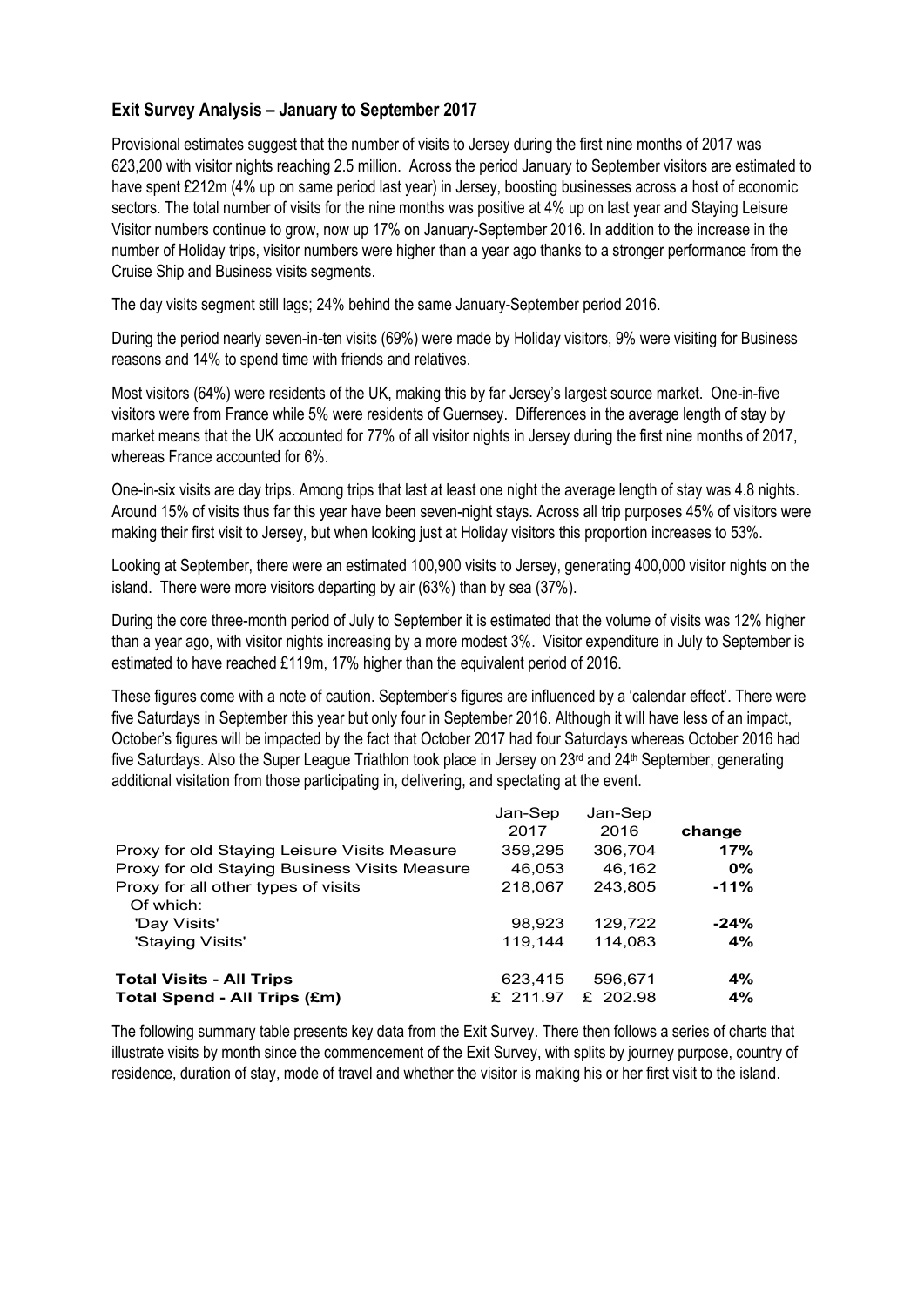## Exit Survey Analysis – January to September 2017

Provisional estimates suggest that the number of visits to Jersey during the first nine months of 2017 was 623,200 with visitor nights reaching 2.5 million. Across the period January to September visitors are estimated to have spent £212m (4% up on same period last year) in Jersey, boosting businesses across a host of economic sectors. The total number of visits for the nine months was positive at 4% up on last year and Staying Leisure Visitor numbers continue to grow, now up 17% on January-September 2016. In addition to the increase in the number of Holiday trips, visitor numbers were higher than a year ago thanks to a stronger performance from the Cruise Ship and Business visits segments.

The day visits segment still lags; 24% behind the same January-September period 2016.

During the period nearly seven-in-ten visits (69%) were made by Holiday visitors, 9% were visiting for Business reasons and 14% to spend time with friends and relatives.

Most visitors (64%) were residents of the UK, making this by far Jersey's largest source market. One-in-five visitors were from France while 5% were residents of Guernsey. Differences in the average length of stay by market means that the UK accounted for 77% of all visitor nights in Jersey during the first nine months of 2017, whereas France accounted for 6%.

One-in-six visits are day trips. Among trips that last at least one night the average length of stay was 4.8 nights. Around 15% of visits thus far this year have been seven-night stays. Across all trip purposes 45% of visitors were making their first visit to Jersey, but when looking just at Holiday visitors this proportion increases to 53%.

Looking at September, there were an estimated 100,900 visits to Jersey, generating 400,000 visitor nights on the island. There were more visitors departing by air (63%) than by sea (37%).

During the core three-month period of July to September it is estimated that the volume of visits was 12% higher than a year ago, with visitor nights increasing by a more modest 3%. Visitor expenditure in July to September is estimated to have reached £119m, 17% higher than the equivalent period of 2016.

These figures come with a note of caution. September's figures are influenced by a 'calendar effect'. There were five Saturdays in September this year but only four in September 2016. Although it will have less of an impact, October's figures will be impacted by the fact that October 2017 had four Saturdays whereas October 2016 had five Saturdays. Also the Super League Triathlon took place in Jersey on 23rd and 24th September, generating additional visitation from those participating in, delivering, and spectating at the event.

| | Jan-Sep 2017 | Jan-Sep 2016 | change |
|---|---|---|---|
| Proxy for old Staying Leisure Visits Measure | 359,295 | 306,704 | **17%** |
| Proxy for old Staying Business Visits Measure | 46,053 | 46,162 | **0%** |
| Proxy for all other types of visits | 218,067 | 243,805 | **-11%** |
| Of which: | | | |
| 'Day Visits' | 98,923 | 129,722 | **-24%** |
| 'Staying Visits' | 119,144 | 114,083 | **4%** |
| | | | |
| **Total Visits - All Trips** | 623,415 | 596,671 | **4%** |
| **Total Spend - All Trips (£m)** | £ 211.97 | £ 202.98 | **4%** |

The following summary table presents key data from the Exit Survey. There then follows a series of charts that illustrate visits by month since the commencement of the Exit Survey, with splits by journey purpose, country of residence, duration of stay, mode of travel and whether the visitor is making his or her first visit to the island.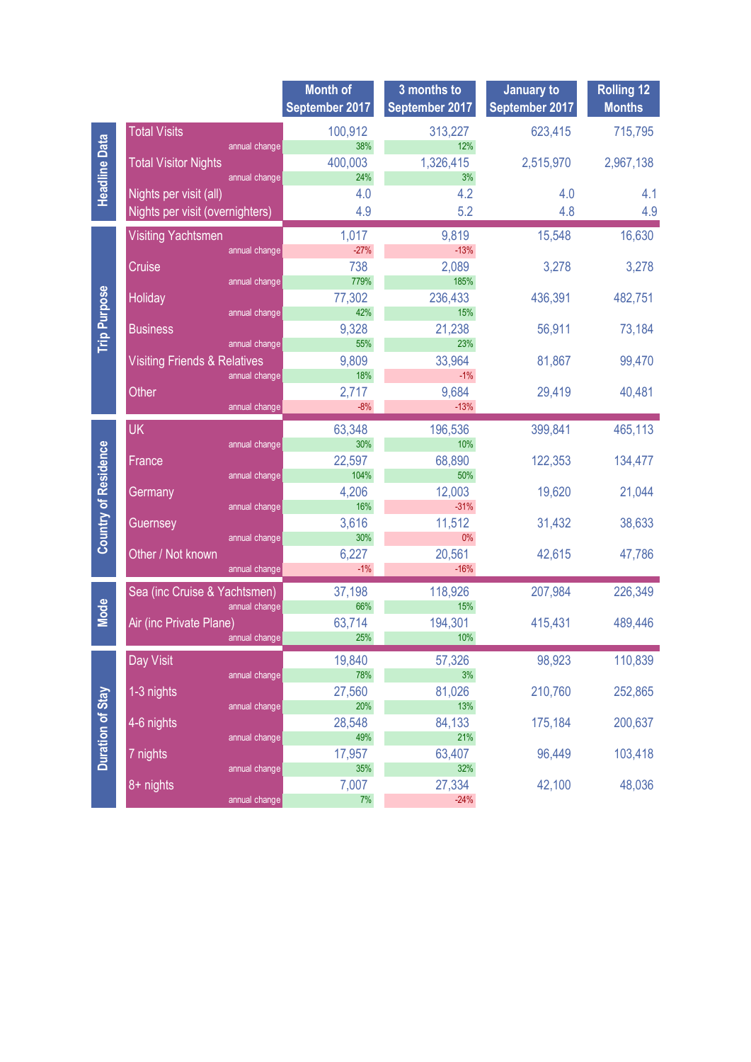| | | Month of September 2017 | 3 months to September 2017 | January to September 2017 | Rolling 12 Months |
|---|---|---|---|---|---|
| Headline Data | Total Visits | 100,912 | 313,227 | 623,415 | 715,795 |
| | annual change | 38% | 12% | | |
| | Total Visitor Nights | 400,003 | 1,326,415 | 2,515,970 | 2,967,138 |
| | annual change | 24% | 3% | | |
| | Nights per visit (all) | 4.0 | 4.2 | 4.0 | 4.1 |
| | Nights per visit (overnighters) | 4.9 | 5.2 | 4.8 | 4.9 |
| Trip Purpose | Visiting Yachtsmen | 1,017 | 9,819 | 15,548 | 16,630 |
| | annual change | -27% | -13% | | |
| | Cruise | 738 | 2,089 | 3,278 | 3,278 |
| | annual change | 779% | 185% | | |
| | Holiday | 77,302 | 236,433 | 436,391 | 482,751 |
| | annual change | 42% | 15% | | |
| | Business | 9,328 | 21,238 | 56,911 | 73,184 |
| | annual change | 55% | 23% | | |
| | Visiting Friends & Relatives | 9,809 | 33,964 | 81,867 | 99,470 |
| | annual change | 18% | -1% | | |
| | Other | 2,717 | 9,684 | 29,419 | 40,481 |
| | annual change | -8% | -13% | | |
| Country of Residence | UK | 63,348 | 196,536 | 399,841 | 465,113 |
| | annual change | 30% | 10% | | |
| | France | 22,597 | 68,890 | 122,353 | 134,477 |
| | annual change | 104% | 50% | | |
| | Germany | 4,206 | 12,003 | 19,620 | 21,044 |
| | annual change | 16% | -31% | | |
| | Guernsey | 3,616 | 11,512 | 31,432 | 38,633 |
| | annual change | 30% | 0% | | |
| | Other / Not known | 6,227 | 20,561 | 42,615 | 47,786 |
| | annual change | -1% | -16% | | |
| Mode | Sea (inc Cruise & Yachtsmen) | 37,198 | 118,926 | 207,984 | 226,349 |
| | annual change | 66% | 15% | | |
| | Air (inc Private Plane) | 63,714 | 194,301 | 415,431 | 489,446 |
| | annual change | 25% | 10% | | |
| Duration of Stay | Day Visit | 19,840 | 57,326 | 98,923 | 110,839 |
| | annual change | 78% | 3% | | |
| | 1-3 nights | 27,560 | 81,026 | 210,760 | 252,865 |
| | annual change | 20% | 13% | | |
| | 4-6 nights | 28,548 | 84,133 | 175,184 | 200,637 |
| | annual change | 49% | 21% | | |
| | 7 nights | 17,957 | 63,407 | 96,449 | 103,418 |
| | annual change | 35% | 32% | | |
| | 8+ nights | 7,007 | 27,334 | 42,100 | 48,036 |
| | annual change | 7% | -24% | | |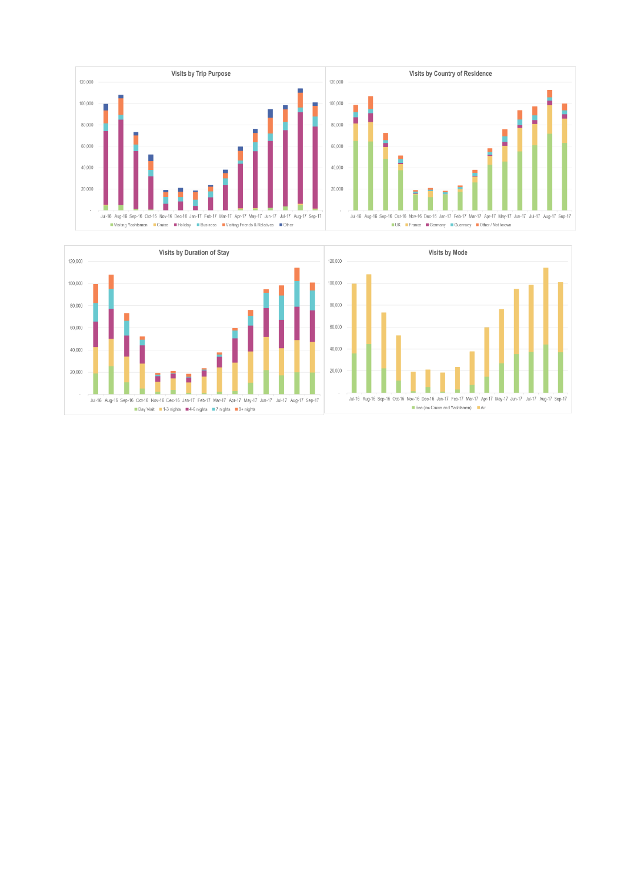Visits by Trip Purpose

120,000
100,000
80,000
60,000
40,000
20,000
-

Jul-16 Aug-16 Sep-16 Oct-16 Nov-16 Dec-16 Jan-17 Feb-17 Mar-17 Apr-17 May-17 Jun-17 Jul-17 Aug-17 Sep-17

Visiting Yachtsmen, Cruise, Holiday, Business, Visiting Friends & Relatives, Other

Visits by Country of Residence

120,000
100,000
80,000
60,000
40,000
20,000
-

Jul-16 Aug-16 Sep-16 Oct-16 Nov-16 Dec-16 Jan-17 Feb-17 Mar-17 Apr-17 May-17 Jun-17 Jul-17 Aug-17 Sep-17

UK, France, Germany, Guernsey, Other / Not known

Visits by Duration of Stay

120,000
100,000
80,000
60,000
40,000
20,000
-

Jul-16 Aug-16 Sep-16 Oct-16 Nov-16 Dec-16 Jan-17 Feb-17 Mar-17 Apr-17 May-17 Jun-17 Jul-17 Aug-17 Sep-17

Day Visit, 1-3 nights, 4-6 nights, 7 nights, 8+ nights

Visits by Mode

120,000
100,000
80,000
60,000
40,000
20,000
-

Jul-16 Aug-16 Sep-16 Oct-16 Nov-16 Dec-16 Jan-17 Feb-17 Mar-17 Apr-17 May-17 Jun-17 Jul-17 Aug-17 Sep-17

Sea (inc Cruise and Yachtsmen), Air